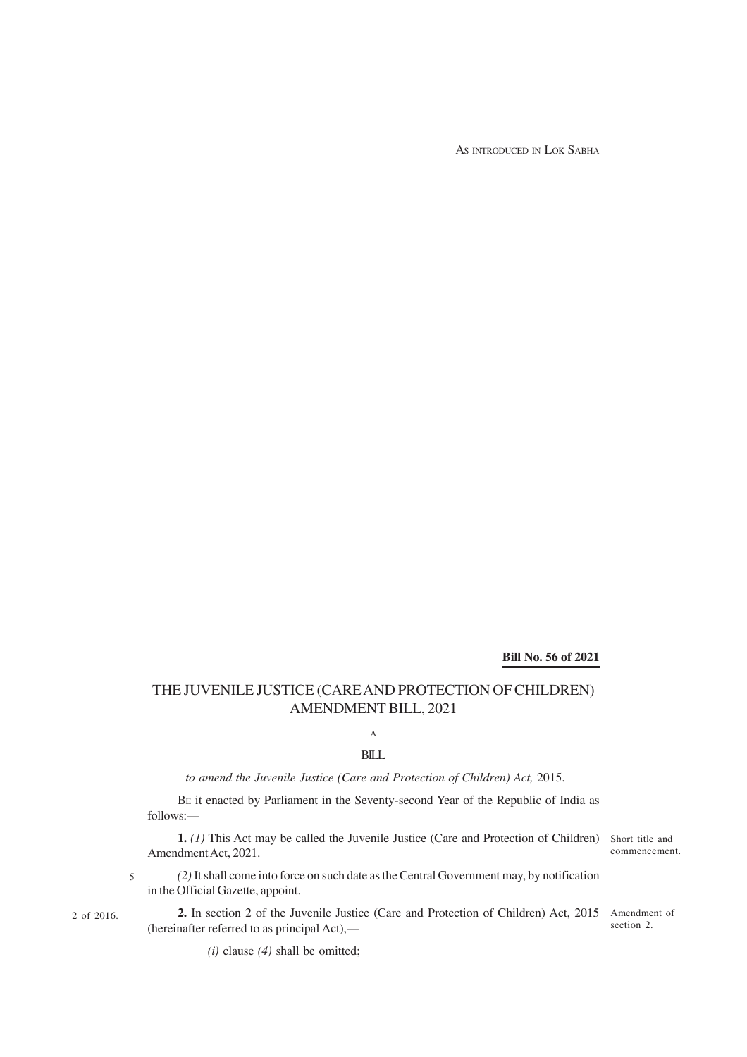AS INTRODUCED IN LOK SABHA

**Bill No. 56 of 2021**

# THE JUVENILE JUSTICE (CARE AND PROTECTION OF CHILDREN) AMENDMENT BILL, 2021

A

BILL

*to amend the Juvenile Justice (Care and Protection of Children) Act,* 2015.

BE it enacted by Parliament in the Seventy-second Year of the Republic of India as follows:—

Short title and commencement.

**1.** *(1)* This Act may be called the Juvenile Justice (Care and Protection of Children) Amendment Act, 2021.

*(2)* It shall come into force on such date as the Central Government may, by notification in the Official Gazette, appoint.

Amendment of section 2.

2 of 2016.

**2.** In section 2 of the Juvenile Justice (Care and Protection of Children) Act, 2015 (hereinafter referred to as principal Act),—

*(i)* clause *(4)* shall be omitted;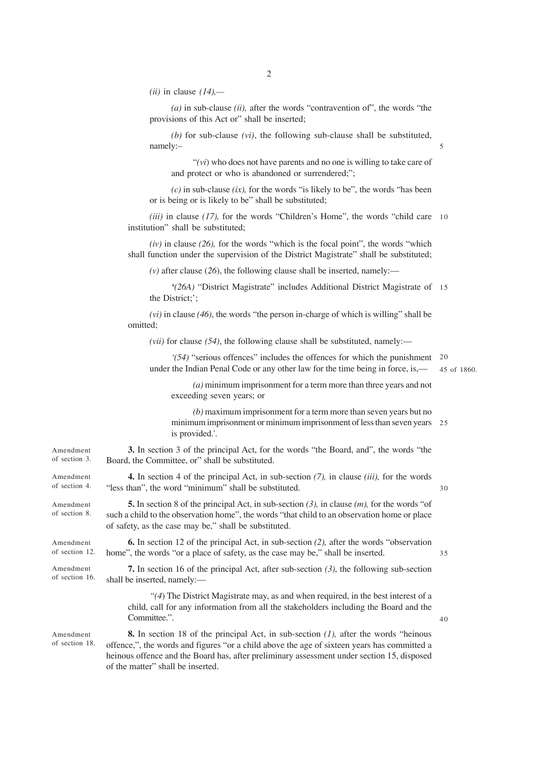*(ii)* in clause *(14)*,—

*(a)* in sub-clause *(ii),* after the words "contravention of", the words "the provisions of this Act or" shall be inserted;

*(b)* for sub-clause *(vi)*, the following sub-clause shall be substituted, namely:–

"*(vi)* who does not have parents and no one is willing to take care of and protect or who is abandoned or surrendered;";

*(c)* in sub-clause *(ix),* for the words "is likely to be", the words "has been or is being or is likely to be" shall be substituted;

*(iii)* in clause *(17),* for the words "Children's Home", the words "child care institution" shall be substituted;

*(iv)* in clause *(26),* for the words "which is the focal point", the words "which shall function under the supervision of the District Magistrate" shall be substituted;

*(v)* after clause (*26*), the following clause shall be inserted, namely:—

'*(26A)* "District Magistrate" includes Additional District Magistrate of the District;';

*(vi)* in clause *(46)*, the words "the person in-charge of which is willing" shall be omitted;

*(vii)* for clause *(54)*, the following clause shall be substituted, namely:—

'*(54)* "serious offences" includes the offences for which the punishment under the Indian Penal Code or any other law for the time being in force, is,— (45 of 1860.)

*(a)* minimum imprisonment for a term more than three years and not exceeding seven years; or

*(b)* maximum imprisonment for a term more than seven years but no minimum imprisonment or minimum imprisonment of less than seven years is provided.'.

Amendment of section 3.

**3.** In section 3 of the principal Act, for the words "the Board, and", the words "the Board, the Committee, or" shall be substituted.

Amendment of section 4.

**4.** In section 4 of the principal Act, in sub-section *(7),* in clause *(iii),* for the words "less than", the word "minimum" shall be substituted.

Amendment of section 8.

**5.** In section 8 of the principal Act, in sub-section *(3),* in clause *(m),* for the words "of such a child to the observation home", the words "that child to an observation home or place of safety, as the case may be," shall be substituted.

Amendment of section 12.

**6.** In section 12 of the principal Act, in sub-section *(2),* after the words "observation home", the words "or a place of safety, as the case may be," shall be inserted.

Amendment of section 16.

**7.** In section 16 of the principal Act, after sub-section *(3)*, the following sub-section shall be inserted, namely:—

"*(4)* The District Magistrate may, as and when required, in the best interest of a child, call for any information from all the stakeholders including the Board and the Committee.".

Amendment of section 18.

**8.** In section 18 of the principal Act, in sub-section *(1),* after the words "heinous offence,", the words and figures "or a child above the age of sixteen years has committed a heinous offence and the Board has, after preliminary assessment under section 15, disposed of the matter" shall be inserted.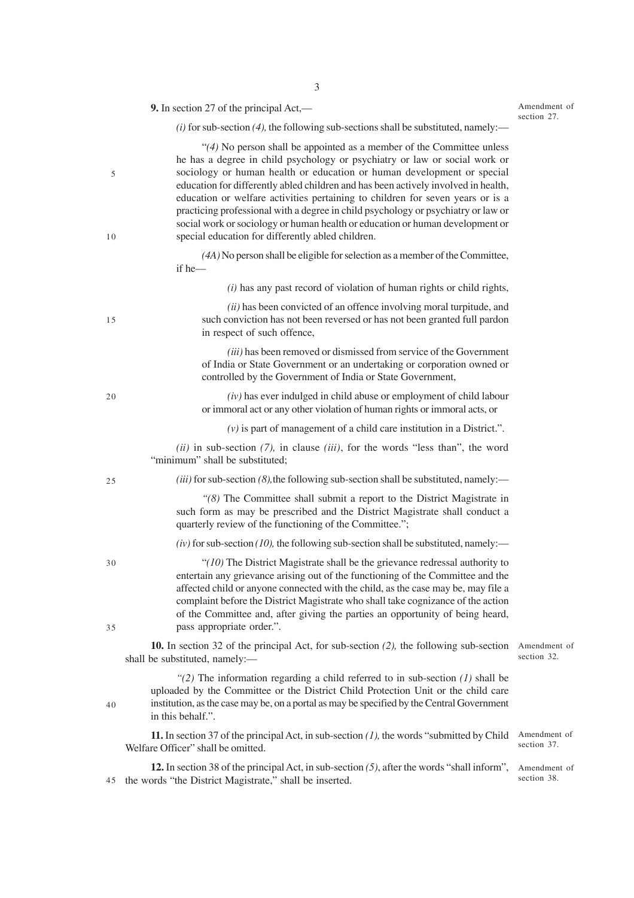**9.** In section 27 of the principal Act,—

Amendment of section 27.

*(i)* for sub-section *(4),* the following sub-sections shall be substituted, namely:—

"*(4)* No person shall be appointed as a member of the Committee unless he has a degree in child psychology or psychiatry or law or social work or sociology or human health or education or human development or special education for differently abled children and has been actively involved in health, education or welfare activities pertaining to children for seven years or is a practicing professional with a degree in child psychology or psychiatry or law or social work or sociology or human health or education or human development or special education for differently abled children.

*(4A)* No person shall be eligible for selection as a member of the Committee, if he—

*(i)* has any past record of violation of human rights or child rights,

*(ii)* has been convicted of an offence involving moral turpitude, and such conviction has not been reversed or has not been granted full pardon in respect of such offence,

*(iii)* has been removed or dismissed from service of the Government of India or State Government or an undertaking or corporation owned or controlled by the Government of India or State Government,

*(iv)* has ever indulged in child abuse or employment of child labour or immoral act or any other violation of human rights or immoral acts, or

*(v)* is part of management of a child care institution in a District.".

*(ii)* in sub-section *(7),* in clause *(iii)*, for the words "less than", the word "minimum" shall be substituted;

*(iii)* for sub-section *(8),* the following sub-section shall be substituted, namely:—

"*(8)* The Committee shall submit a report to the District Magistrate in such form as may be prescribed and the District Magistrate shall conduct a quarterly review of the functioning of the Committee.";

*(iv)* for sub-section *(10),* the following sub-section shall be substituted, namely:—

"*(10)* The District Magistrate shall be the grievance redressal authority to entertain any grievance arising out of the functioning of the Committee and the affected child or anyone connected with the child, as the case may be, may file a complaint before the District Magistrate who shall take cognizance of the action of the Committee and, after giving the parties an opportunity of being heard, pass appropriate order.".

**10.** In section 32 of the principal Act, for sub-section *(2),* the following sub-section shall be substituted, namely:—

Amendment of section 32.

"*(2)* The information regarding a child referred to in sub-section *(1)* shall be uploaded by the Committee or the District Child Protection Unit or the child care institution, as the case may be, on a portal as may be specified by the Central Government in this behalf.".

**11.** In section 37 of the principal Act, in sub-section *(1),* the words "submitted by Child Welfare Officer" shall be omitted.

Amendment of section 37.

**12.** In section 38 of the principal Act, in sub-section *(5)*, after the words "shall inform", the words "the District Magistrate," shall be inserted.

Amendment of section 38.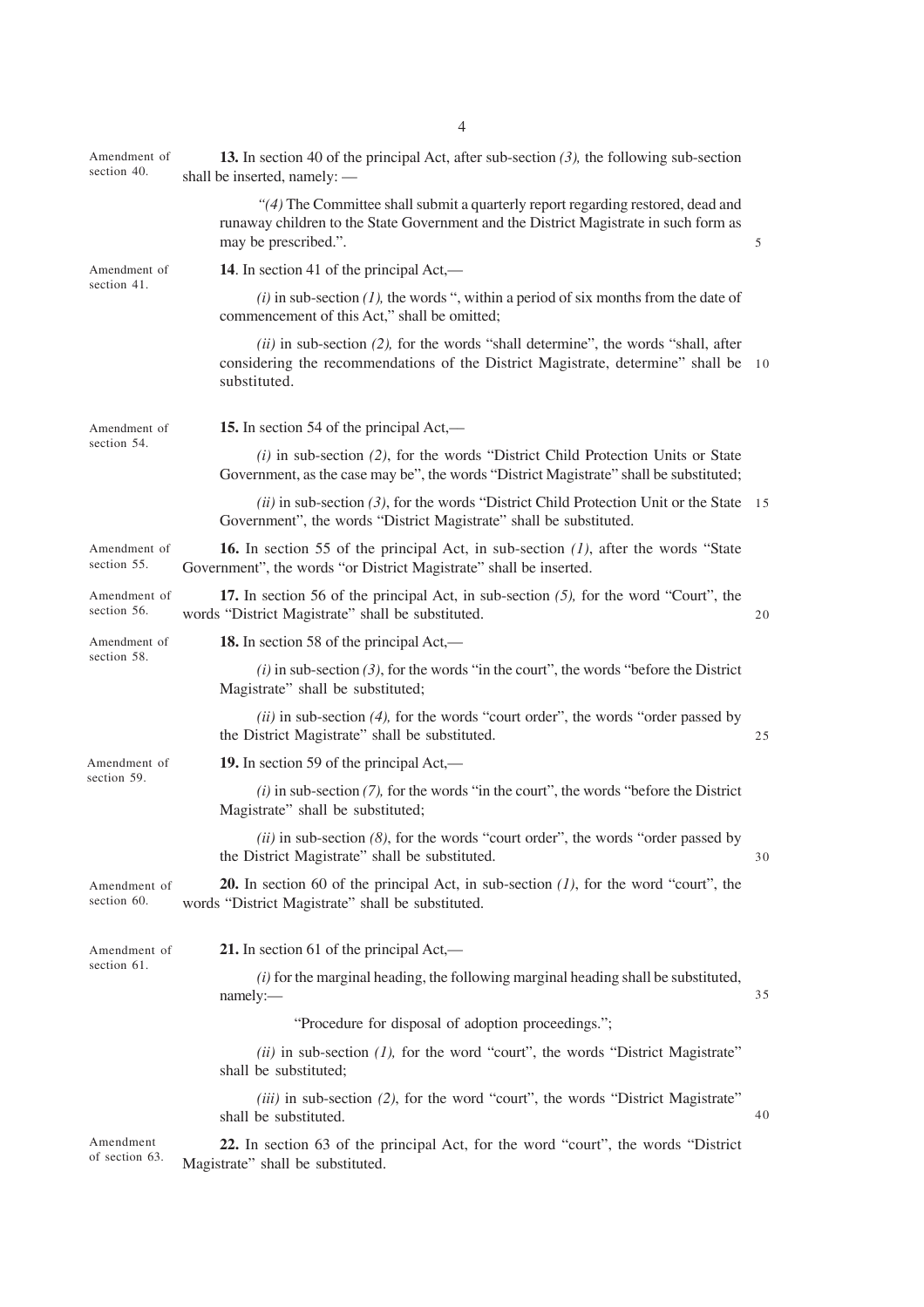Amendment of section 40.

**13.** In section 40 of the principal Act, after sub-section *(3),* the following sub-section shall be inserted, namely: —

> "*(4)* The Committee shall submit a quarterly report regarding restored, dead and runaway children to the State Government and the District Magistrate in such form as may be prescribed.".

Amendment of section 41.

**14**. In section 41 of the principal Act,—

*(i)* in sub-section *(1),* the words ", within a period of six months from the date of commencement of this Act," shall be omitted;

*(ii)* in sub-section *(2),* for the words "shall determine", the words "shall, after considering the recommendations of the District Magistrate, determine" shall be substituted.

Amendment of section 54.

**15.** In section 54 of the principal Act,—

*(i)* in sub-section *(2)*, for the words "District Child Protection Units or State Government, as the case may be", the words "District Magistrate" shall be substituted;

*(ii)* in sub-section *(3)*, for the words "District Child Protection Unit or the State Government", the words "District Magistrate" shall be substituted.

Amendment of section 55.

**16.** In section 55 of the principal Act, in sub-section *(1)*, after the words "State Government", the words "or District Magistrate" shall be inserted.

Amendment of section 56.

**17.** In section 56 of the principal Act, in sub-section *(5),* for the word "Court", the words "District Magistrate" shall be substituted.

Amendment of section 58.

**18.** In section 58 of the principal Act,—

*(i)* in sub-section *(3)*, for the words "in the court", the words "before the District Magistrate" shall be substituted;

*(ii)* in sub-section *(4),* for the words "court order", the words "order passed by the District Magistrate" shall be substituted.

Amendment of section 59.

**19.** In section 59 of the principal Act,—

*(i)* in sub-section *(7),* for the words "in the court", the words "before the District Magistrate" shall be substituted;

*(ii)* in sub-section *(8)*, for the words "court order", the words "order passed by the District Magistrate" shall be substituted.

Amendment of section 60.

**20.** In section 60 of the principal Act, in sub-section *(1)*, for the word "court", the words "District Magistrate" shall be substituted.

Amendment of section 61.

**21.** In section 61 of the principal Act,—

*(i)* for the marginal heading, the following marginal heading shall be substituted, namely:—

> "Procedure for disposal of adoption proceedings.";

*(ii)* in sub-section *(1),* for the word "court", the words "District Magistrate" shall be substituted;

*(iii)* in sub-section *(2)*, for the word "court", the words "District Magistrate" shall be substituted.

Amendment of section 63.

**22.** In section 63 of the principal Act, for the word "court", the words "District Magistrate" shall be substituted.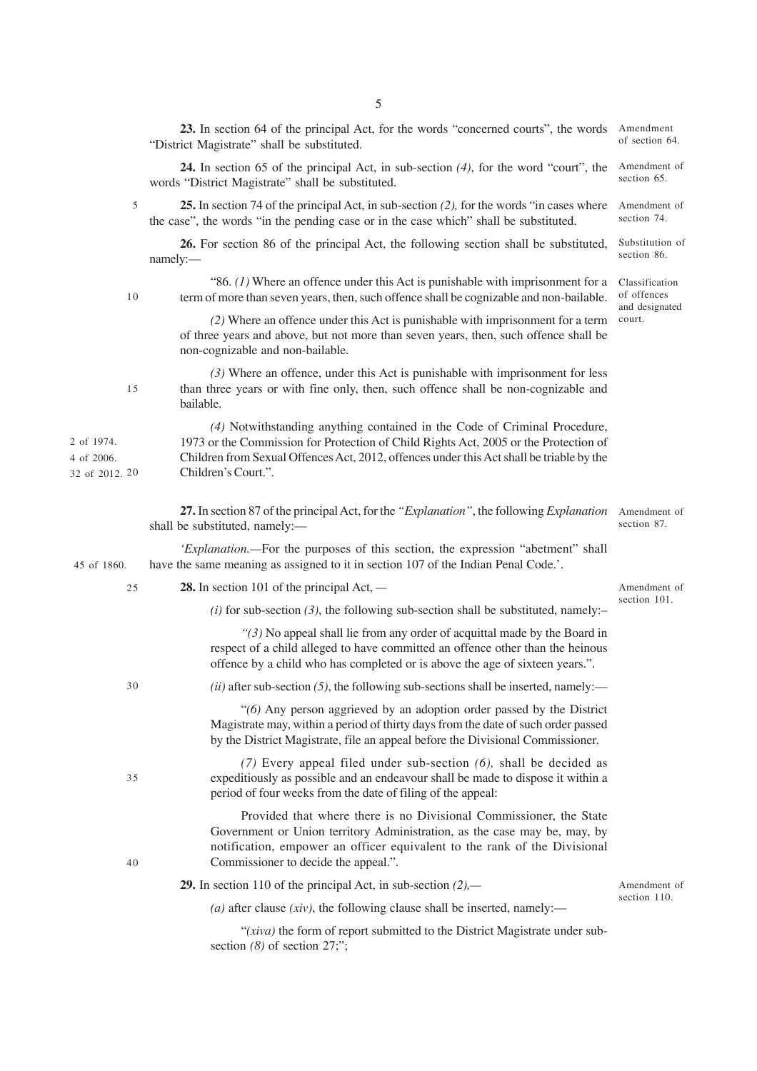**23.** In section 64 of the principal Act, for the words "concerned courts", the words "District Magistrate" shall be substituted.

Amendment of section 64.

**24.** In section 65 of the principal Act, in sub-section *(4)*, for the word "court", the words "District Magistrate" shall be substituted.

Amendment of section 65.

**25.** In section 74 of the principal Act, in sub-section *(2),* for the words "in cases where the case", the words "in the pending case or in the case which" shall be substituted.

Amendment of section 74.

**26.** For section 86 of the principal Act, the following section shall be substituted, namely:—

Substitution of section 86.

Classification of offences and designated court.

"86. *(1)* Where an offence under this Act is punishable with imprisonment for a term of more than seven years, then, such offence shall be cognizable and non-bailable.

*(2)* Where an offence under this Act is punishable with imprisonment for a term of three years and above, but not more than seven years, then, such offence shall be non-cognizable and non-bailable.

*(3)* Where an offence, under this Act is punishable with imprisonment for less than three years or with fine only, then, such offence shall be non-cognizable and bailable.

*(4)* Notwithstanding anything contained in the Code of Criminal Procedure, 1973 or the Commission for Protection of Child Rights Act, 2005 or the Protection of Children from Sexual Offences Act, 2012, offences under this Act shall be triable by the Children's Court.".

2 of 1974.
4 of 2006.
32 of 2012.

**27.** In section 87 of the principal Act, for the *"Explanation"*, the following *Explanation* shall be substituted, namely:—

Amendment of section 87.

*'Explanation.*—For the purposes of this section, the expression "abetment" shall have the same meaning as assigned to it in section 107 of the Indian Penal Code.'.

45 of 1860.

**28.** In section 101 of the principal Act, —

Amendment of section 101.

*(i)* for sub-section *(3)*, the following sub-section shall be substituted, namely:–

*"(3)* No appeal shall lie from any order of acquittal made by the Board in respect of a child alleged to have committed an offence other than the heinous offence by a child who has completed or is above the age of sixteen years.".

*(ii)* after sub-section *(5)*, the following sub-sections shall be inserted, namely:—

"*(6)* Any person aggrieved by an adoption order passed by the District Magistrate may, within a period of thirty days from the date of such order passed by the District Magistrate, file an appeal before the Divisional Commissioner.

*(7)* Every appeal filed under sub-section *(6),* shall be decided as expeditiously as possible and an endeavour shall be made to dispose it within a period of four weeks from the date of filing of the appeal:

Provided that where there is no Divisional Commissioner, the State Government or Union territory Administration, as the case may be, may, by notification, empower an officer equivalent to the rank of the Divisional Commissioner to decide the appeal.".

**29.** In section 110 of the principal Act, in sub-section *(2),*—

Amendment of section 110.

*(a)* after clause *(xiv)*, the following clause shall be inserted, namely:—

"*(xiva)* the form of report submitted to the District Magistrate under sub-section *(8)* of section 27;";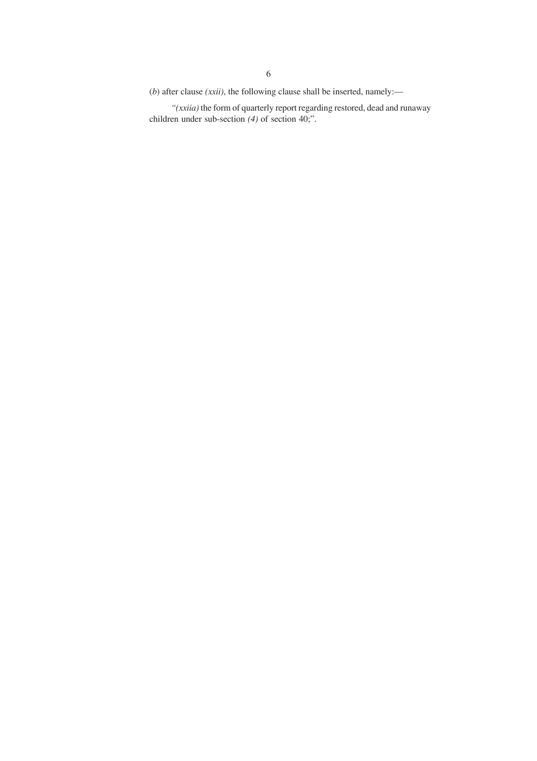(*b*) after clause *(xxii)*, the following clause shall be inserted, namely:—

"*(xxiia)* the form of quarterly report regarding restored, dead and runaway children under sub-section *(4)* of section 40;".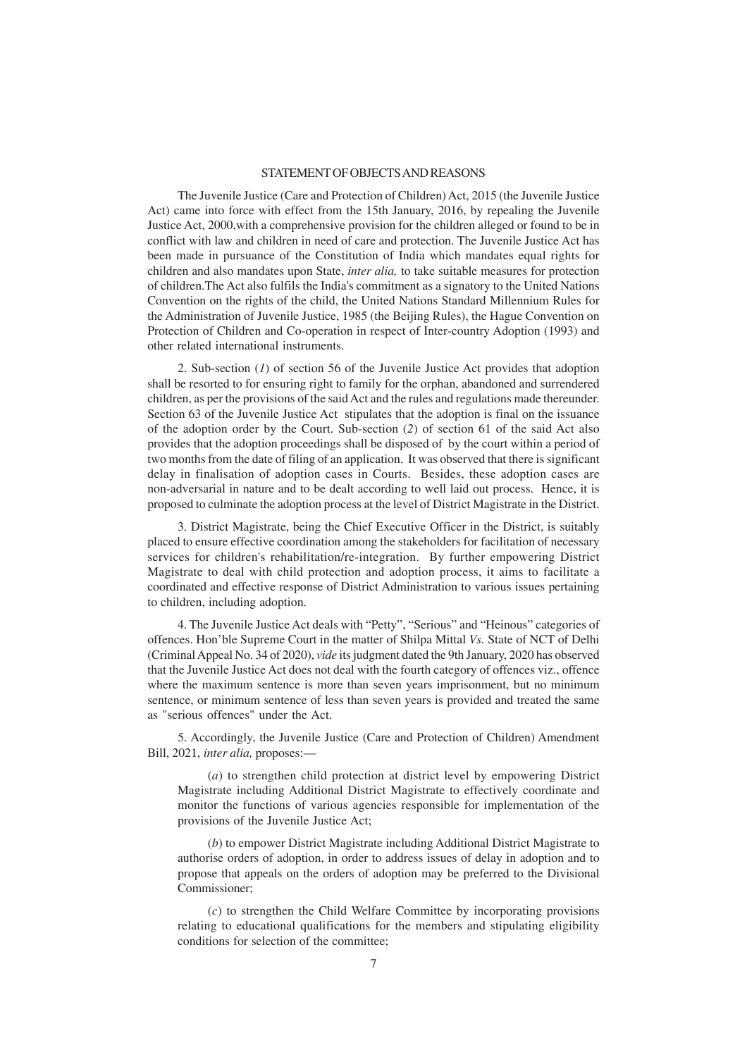# STATEMENT OF OBJECTS AND REASONS

The Juvenile Justice (Care and Protection of Children) Act, 2015 (the Juvenile Justice Act) came into force with effect from the 15th January, 2016, by repealing the Juvenile Justice Act, 2000,with a comprehensive provision for the children alleged or found to be in conflict with law and children in need of care and protection. The Juvenile Justice Act has been made in pursuance of the Constitution of India which mandates equal rights for children and also mandates upon State, *inter alia,* to take suitable measures for protection of children.The Act also fulfils the India's commitment as a signatory to the United Nations Convention on the rights of the child, the United Nations Standard Millennium Rules for the Administration of Juvenile Justice, 1985 (the Beijing Rules), the Hague Convention on Protection of Children and Co-operation in respect of Inter-country Adoption (1993) and other related international instruments.

2. Sub-section (*1*) of section 56 of the Juvenile Justice Act provides that adoption shall be resorted to for ensuring right to family for the orphan, abandoned and surrendered children, as per the provisions of the said Act and the rules and regulations made thereunder. Section 63 of the Juvenile Justice Act stipulates that the adoption is final on the issuance of the adoption order by the Court. Sub-section (*2*) of section 61 of the said Act also provides that the adoption proceedings shall be disposed of by the court within a period of two months from the date of filing of an application. It was observed that there is significant delay in finalisation of adoption cases in Courts. Besides, these adoption cases are non-adversarial in nature and to be dealt according to well laid out process. Hence, it is proposed to culminate the adoption process at the level of District Magistrate in the District.

3. District Magistrate, being the Chief Executive Officer in the District, is suitably placed to ensure effective coordination among the stakeholders for facilitation of necessary services for children's rehabilitation/re-integration. By further empowering District Magistrate to deal with child protection and adoption process, it aims to facilitate a coordinated and effective response of District Administration to various issues pertaining to children, including adoption.

4. The Juvenile Justice Act deals with "Petty", "Serious" and "Heinous" categories of offences. Hon'ble Supreme Court in the matter of Shilpa Mittal *Vs.* State of NCT of Delhi (Criminal Appeal No. 34 of 2020), *vide* its judgment dated the 9th January, 2020 has observed that the Juvenile Justice Act does not deal with the fourth category of offences viz., offence where the maximum sentence is more than seven years imprisonment, but no minimum sentence, or minimum sentence of less than seven years is provided and treated the same as "serious offences" under the Act.

5. Accordingly, the Juvenile Justice (Care and Protection of Children) Amendment Bill, 2021, *inter alia,* proposes:—

(*a*) to strengthen child protection at district level by empowering District Magistrate including Additional District Magistrate to effectively coordinate and monitor the functions of various agencies responsible for implementation of the provisions of the Juvenile Justice Act;

(*b*) to empower District Magistrate including Additional District Magistrate to authorise orders of adoption, in order to address issues of delay in adoption and to propose that appeals on the orders of adoption may be preferred to the Divisional Commissioner;

(*c*) to strengthen the Child Welfare Committee by incorporating provisions relating to educational qualifications for the members and stipulating eligibility conditions for selection of the committee;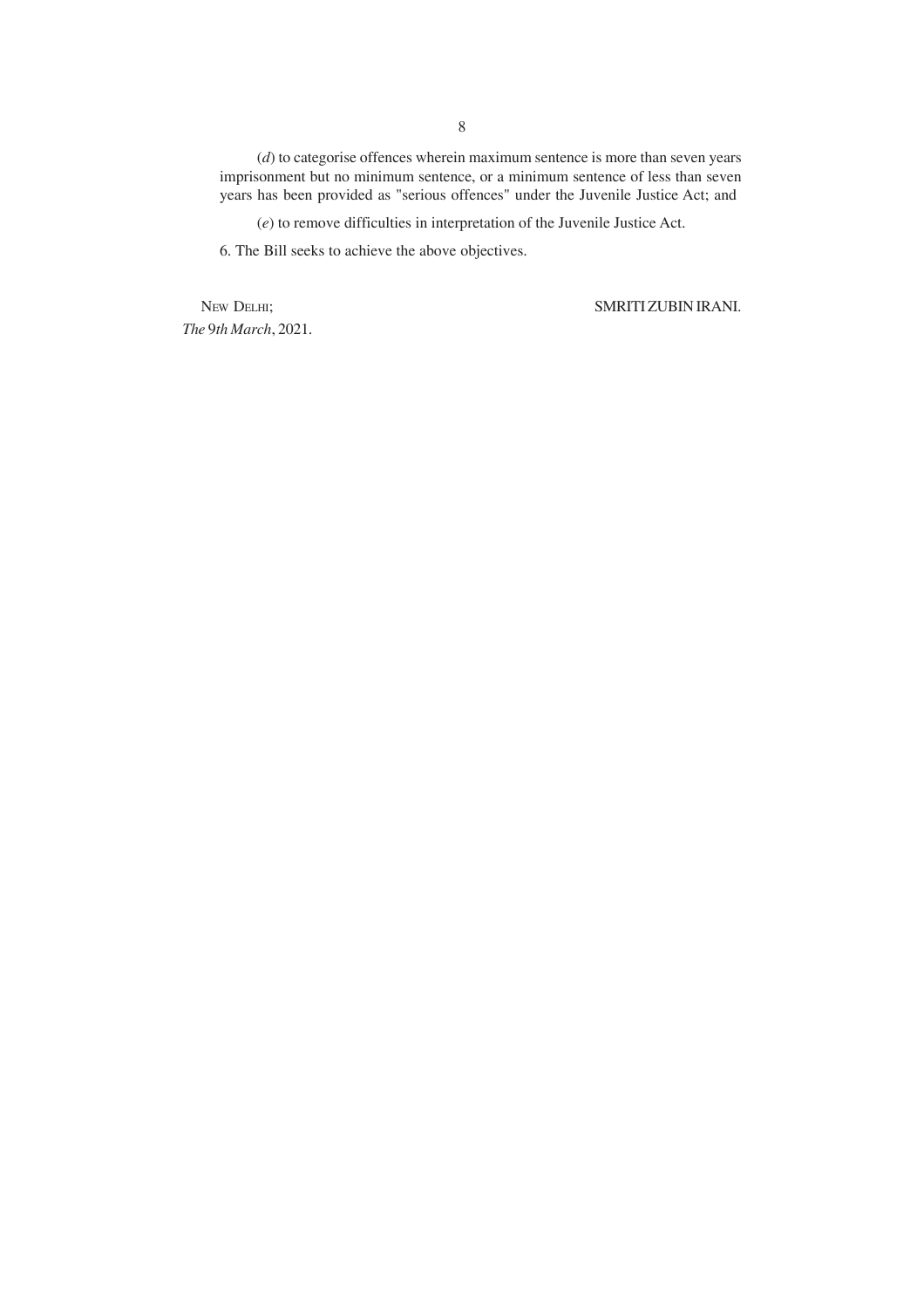(*d*) to categorise offences wherein maximum sentence is more than seven years imprisonment but no minimum sentence, or a minimum sentence of less than seven years has been provided as "serious offences" under the Juvenile Justice Act; and

(*e*) to remove difficulties in interpretation of the Juvenile Justice Act.

6. The Bill seeks to achieve the above objectives.

NEW DELHI; SMRITI ZUBIN IRANI.
*The* 9*th March*, 2021.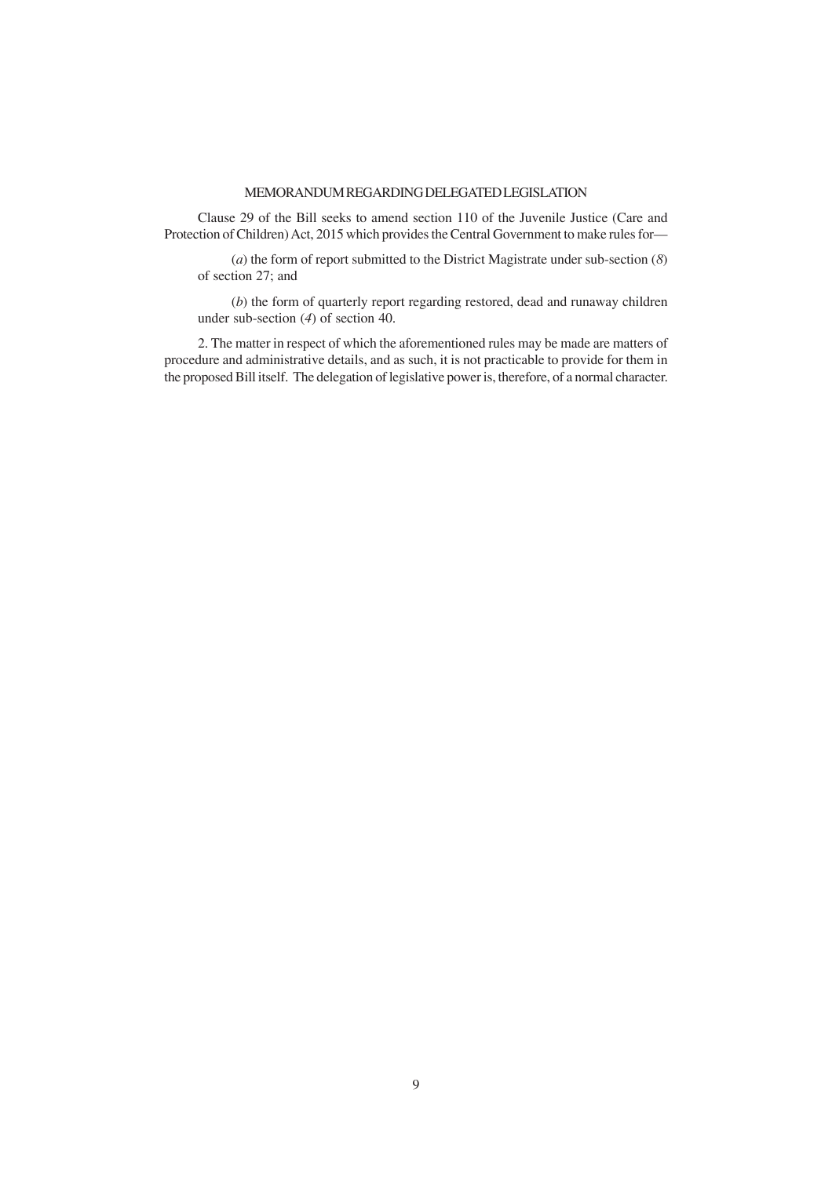## MEMORANDUM REGARDING DELEGATED LEGISLATION

Clause 29 of the Bill seeks to amend section 110 of the Juvenile Justice (Care and Protection of Children) Act, 2015 which provides the Central Government to make rules for—

(*a*) the form of report submitted to the District Magistrate under sub-section (*8*) of section 27; and

(*b*) the form of quarterly report regarding restored, dead and runaway children under sub-section (*4*) of section 40.

2. The matter in respect of which the aforementioned rules may be made are matters of procedure and administrative details, and as such, it is not practicable to provide for them in the proposed Bill itself. The delegation of legislative power is, therefore, of a normal character.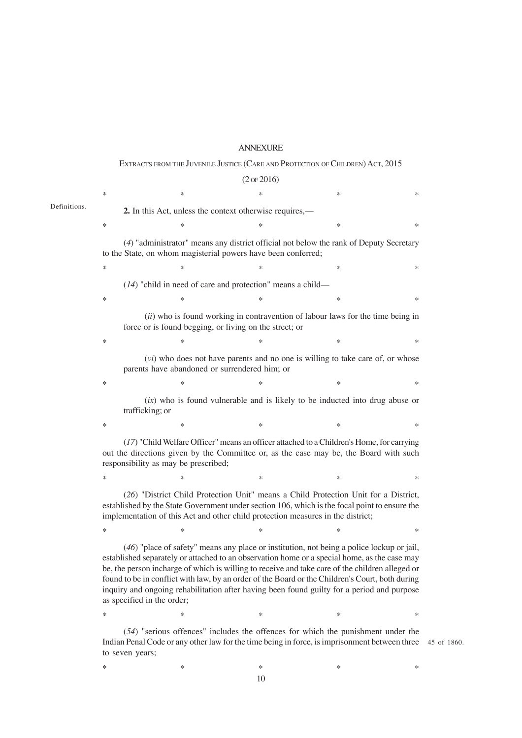## ANNEXURE

EXTRACTS FROM THE JUVENILE JUSTICE (CARE AND PROTECTION OF CHILDREN) ACT, 2015

(2 OF 2016)

\* \* \* \* \*

Definitions.

**2.** In this Act, unless the context otherwise requires,—

\* \* \* \* \*

(*4*) "administrator" means any district official not below the rank of Deputy Secretary to the State, on whom magisterial powers have been conferred;

\* \* \* \* \*

(*14*) "child in need of care and protection" means a child—

\* \* \* \* \*

(*ii*) who is found working in contravention of labour laws for the time being in force or is found begging, or living on the street; or

\* \* \* \* \*

(*vi*) who does not have parents and no one is willing to take care of, or whose parents have abandoned or surrendered him; or

\* \* \* \* \*

(*ix*) who is found vulnerable and is likely to be inducted into drug abuse or trafficking; or

\* \* \* \* \*

(*17*) "Child Welfare Officer" means an officer attached to a Children's Home, for carrying out the directions given by the Committee or, as the case may be, the Board with such responsibility as may be prescribed;

\* \* \* \* \*

(*26*) "District Child Protection Unit" means a Child Protection Unit for a District, established by the State Government under section 106, which is the focal point to ensure the implementation of this Act and other child protection measures in the district;

\* \* \* \* \*

(*46*) "place of safety" means any place or institution, not being a police lockup or jail, established separately or attached to an observation home or a special home, as the case may be, the person incharge of which is willing to receive and take care of the children alleged or found to be in conflict with law, by an order of the Board or the Children's Court, both during inquiry and ongoing rehabilitation after having been found guilty for a period and purpose as specified in the order;

\* \* \* \* \*

(*54*) "serious offences" includes the offences for which the punishment under the Indian Penal Code or any other law for the time being in force, is imprisonment between three to seven years;

45 of 1860.

\* \* \* \* \*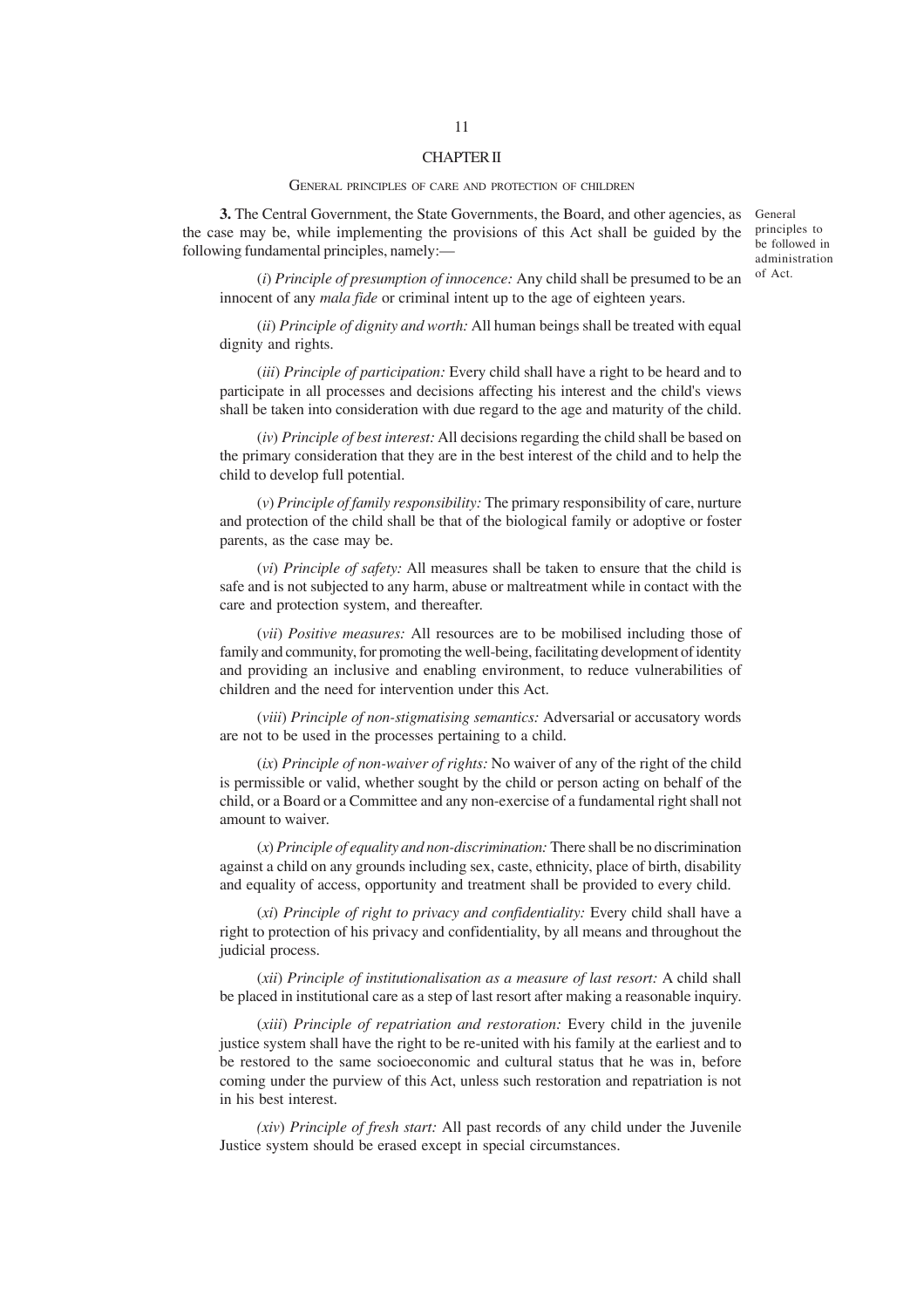## CHAPTER II

### General principles of care and protection of children

General principles to be followed in administration of Act.

**3.** The Central Government, the State Governments, the Board, and other agencies, as the case may be, while implementing the provisions of this Act shall be guided by the following fundamental principles, namely:—

(*i*) *Principle of presumption of innocence:* Any child shall be presumed to be an innocent of any *mala fide* or criminal intent up to the age of eighteen years.

(*ii*) *Principle of dignity and worth:* All human beings shall be treated with equal dignity and rights.

(*iii*) *Principle of participation:* Every child shall have a right to be heard and to participate in all processes and decisions affecting his interest and the child's views shall be taken into consideration with due regard to the age and maturity of the child.

(*iv*) *Principle of best interest:* All decisions regarding the child shall be based on the primary consideration that they are in the best interest of the child and to help the child to develop full potential.

(*v*) *Principle of family responsibility:* The primary responsibility of care, nurture and protection of the child shall be that of the biological family or adoptive or foster parents, as the case may be.

(*vi*) *Principle of safety:* All measures shall be taken to ensure that the child is safe and is not subjected to any harm, abuse or maltreatment while in contact with the care and protection system, and thereafter.

(*vii*) *Positive measures:* All resources are to be mobilised including those of family and community, for promoting the well-being, facilitating development of identity and providing an inclusive and enabling environment, to reduce vulnerabilities of children and the need for intervention under this Act.

(*viii*) *Principle of non-stigmatising semantics:* Adversarial or accusatory words are not to be used in the processes pertaining to a child.

(*ix*) *Principle of non-waiver of rights:* No waiver of any of the right of the child is permissible or valid, whether sought by the child or person acting on behalf of the child, or a Board or a Committee and any non-exercise of a fundamental right shall not amount to waiver.

(*x*) *Principle of equality and non-discrimination:* There shall be no discrimination against a child on any grounds including sex, caste, ethnicity, place of birth, disability and equality of access, opportunity and treatment shall be provided to every child.

(*xi*) *Principle of right to privacy and confidentiality:* Every child shall have a right to protection of his privacy and confidentiality, by all means and throughout the judicial process.

(*xii*) *Principle of institutionalisation as a measure of last resort:* A child shall be placed in institutional care as a step of last resort after making a reasonable inquiry.

(*xiii*) *Principle of repatriation and restoration:* Every child in the juvenile justice system shall have the right to be re-united with his family at the earliest and to be restored to the same socioeconomic and cultural status that he was in, before coming under the purview of this Act, unless such restoration and repatriation is not in his best interest.

(*xiv*) *Principle of fresh start:* All past records of any child under the Juvenile Justice system should be erased except in special circumstances.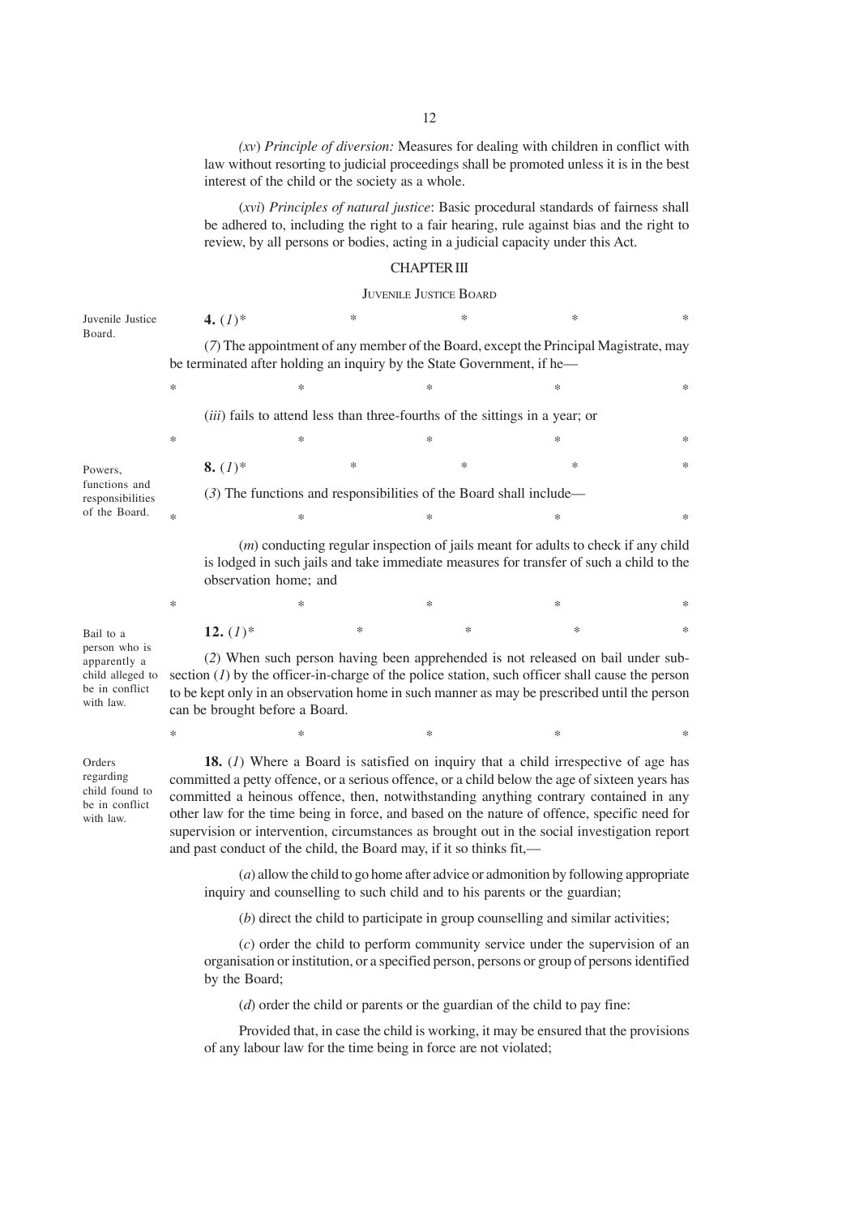(*xv*) *Principle of diversion:* Measures for dealing with children in conflict with law without resorting to judicial proceedings shall be promoted unless it is in the best interest of the child or the society as a whole.

(*xvi*) *Principles of natural justice*: Basic procedural standards of fairness shall be adhered to, including the right to a fair hearing, rule against bias and the right to review, by all persons or bodies, acting in a judicial capacity under this Act.

## CHAPTER III

### JUVENILE JUSTICE BOARD

Juvenile Justice Board.

**4.** (*1*)* * * * *

(*7*) The appointment of any member of the Board, except the Principal Magistrate, may be terminated after holding an inquiry by the State Government, if he—

\* * * * *

(*iii*) fails to attend less than three-fourths of the sittings in a year; or

\* * * * *

Powers, functions and responsibilities of the Board.

**8.** (*1*)* * * * *

(*3*) The functions and responsibilities of the Board shall include—

\* * * * *

(*m*) conducting regular inspection of jails meant for adults to check if any child is lodged in such jails and take immediate measures for transfer of such a child to the observation home; and

\* * * * *

Bail to a person who is apparently a child alleged to be in conflict with law.

**12.** (*1*)* * * * *

(*2*) When such person having been apprehended is not released on bail under sub-section (*1*) by the officer-in-charge of the police station, such officer shall cause the person to be kept only in an observation home in such manner as may be prescribed until the person can be brought before a Board.

\* * * * *

Orders regarding child found to be in conflict with law.

**18.** (*1*) Where a Board is satisfied on inquiry that a child irrespective of age has committed a petty offence, or a serious offence, or a child below the age of sixteen years has committed a heinous offence, then, notwithstanding anything contrary contained in any other law for the time being in force, and based on the nature of offence, specific need for supervision or intervention, circumstances as brought out in the social investigation report and past conduct of the child, the Board may, if it so thinks fit,—

(*a*) allow the child to go home after advice or admonition by following appropriate inquiry and counselling to such child and to his parents or the guardian;

(*b*) direct the child to participate in group counselling and similar activities;

(*c*) order the child to perform community service under the supervision of an organisation or institution, or a specified person, persons or group of persons identified by the Board;

(*d*) order the child or parents or the guardian of the child to pay fine:

Provided that, in case the child is working, it may be ensured that the provisions of any labour law for the time being in force are not violated;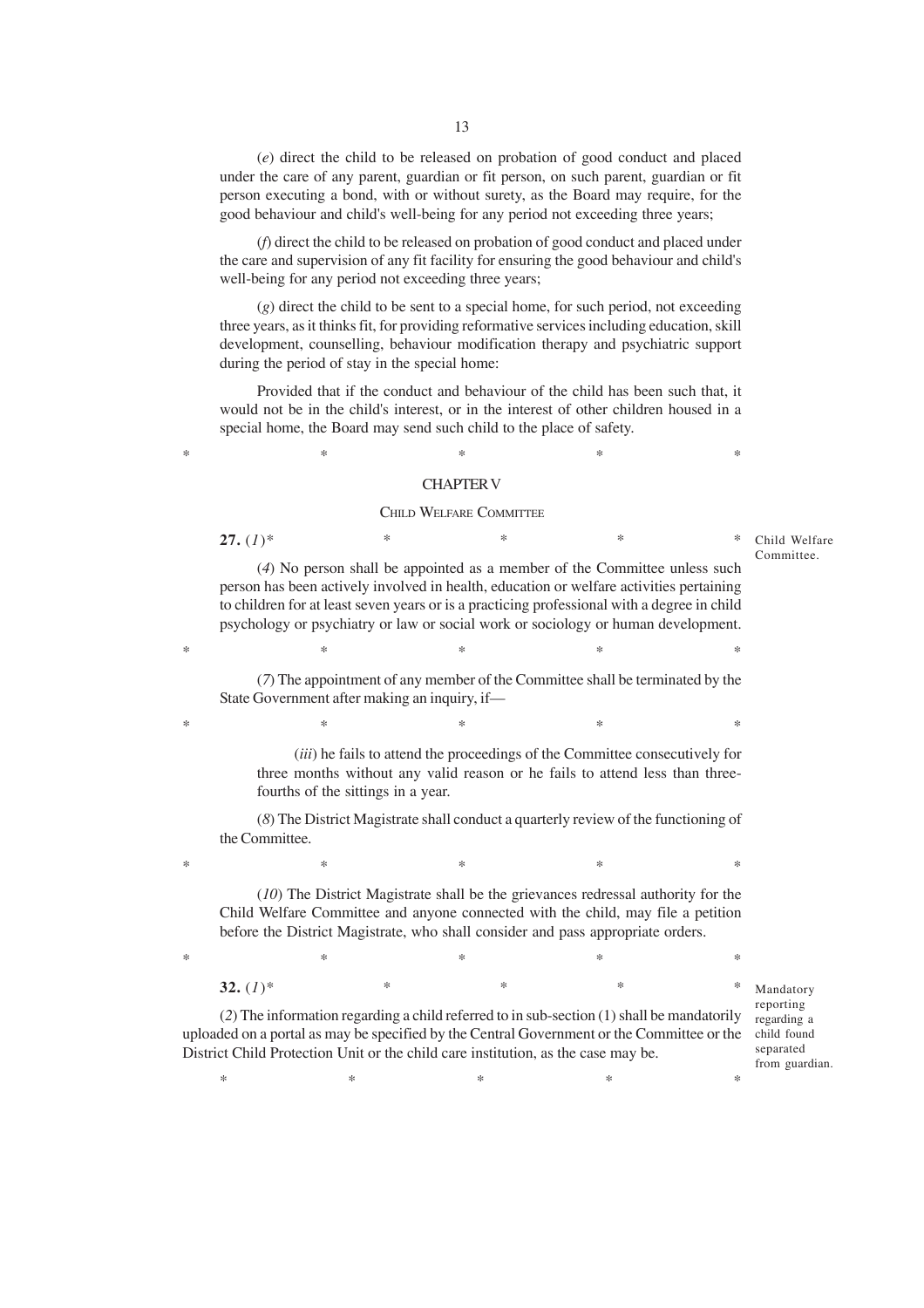(*e*) direct the child to be released on probation of good conduct and placed under the care of any parent, guardian or fit person, on such parent, guardian or fit person executing a bond, with or without surety, as the Board may require, for the good behaviour and child's well-being for any period not exceeding three years;

(*f*) direct the child to be released on probation of good conduct and placed under the care and supervision of any fit facility for ensuring the good behaviour and child's well-being for any period not exceeding three years;

(*g*) direct the child to be sent to a special home, for such period, not exceeding three years, as it thinks fit, for providing reformative services including education, skill development, counselling, behaviour modification therapy and psychiatric support during the period of stay in the special home:

Provided that if the conduct and behaviour of the child has been such that, it would not be in the child's interest, or in the interest of other children housed in a special home, the Board may send such child to the place of safety.

\* \* \* \* \*

## CHAPTER V

### CHILD WELFARE COMMITTEE

Child Welfare Committee.

**27.** (*1*)\* \* \* \* \*

(*4*) No person shall be appointed as a member of the Committee unless such person has been actively involved in health, education or welfare activities pertaining to children for at least seven years or is a practicing professional with a degree in child psychology or psychiatry or law or social work or sociology or human development.

\* \* \* \* \*

(*7*) The appointment of any member of the Committee shall be terminated by the State Government after making an inquiry, if—

\* \* \* \* \*

(*iii*) he fails to attend the proceedings of the Committee consecutively for three months without any valid reason or he fails to attend less than three-fourths of the sittings in a year.

(*8*) The District Magistrate shall conduct a quarterly review of the functioning of the Committee.

\* \* \* \* \*

(*10*) The District Magistrate shall be the grievances redressal authority for the Child Welfare Committee and anyone connected with the child, may file a petition before the District Magistrate, who shall consider and pass appropriate orders.

\* \* \* \* \*

Mandatory reporting regarding a child found separated from guardian.

**32.** (*1*)\* \* \* \* \*

(*2*) The information regarding a child referred to in sub-section (1) shall be mandatorily uploaded on a portal as may be specified by the Central Government or the Committee or the District Child Protection Unit or the child care institution, as the case may be.

\* \* \* \* \*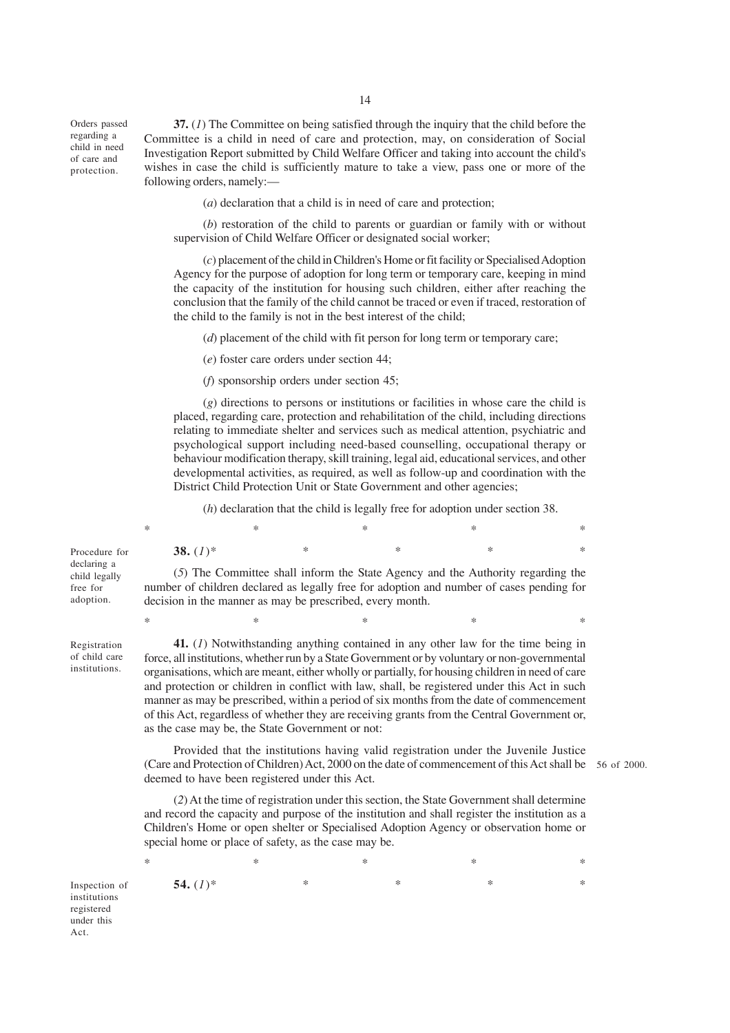Orders passed regarding a child in need of care and protection.

**37.** (*1*) The Committee on being satisfied through the inquiry that the child before the Committee is a child in need of care and protection, may, on consideration of Social Investigation Report submitted by Child Welfare Officer and taking into account the child's wishes in case the child is sufficiently mature to take a view, pass one or more of the following orders, namely:—

(*a*) declaration that a child is in need of care and protection;

(*b*) restoration of the child to parents or guardian or family with or without supervision of Child Welfare Officer or designated social worker;

(*c*) placement of the child in Children's Home or fit facility or Specialised Adoption Agency for the purpose of adoption for long term or temporary care, keeping in mind the capacity of the institution for housing such children, either after reaching the conclusion that the family of the child cannot be traced or even if traced, restoration of the child to the family is not in the best interest of the child;

(*d*) placement of the child with fit person for long term or temporary care;

(*e*) foster care orders under section 44;

(*f*) sponsorship orders under section 45;

(*g*) directions to persons or institutions or facilities in whose care the child is placed, regarding care, protection and rehabilitation of the child, including directions relating to immediate shelter and services such as medical attention, psychiatric and psychological support including need-based counselling, occupational therapy or behaviour modification therapy, skill training, legal aid, educational services, and other developmental activities, as required, as well as follow-up and coordination with the District Child Protection Unit or State Government and other agencies;

(*h*) declaration that the child is legally free for adoption under section 38.

\* \* \* \* \*

Procedure for declaring a child legally free for adoption.

**38.** (*1*)\* \* \* \* \*

(*5*) The Committee shall inform the State Agency and the Authority regarding the number of children declared as legally free for adoption and number of cases pending for decision in the manner as may be prescribed, every month.

\* \* \* \* \*

Registration of child care institutions.

**41.** (*1*) Notwithstanding anything contained in any other law for the time being in force, all institutions, whether run by a State Government or by voluntary or non-governmental organisations, which are meant, either wholly or partially, for housing children in need of care and protection or children in conflict with law, shall, be registered under this Act in such manner as may be prescribed, within a period of six months from the date of commencement of this Act, regardless of whether they are receiving grants from the Central Government or, as the case may be, the State Government or not:

Provided that the institutions having valid registration under the Juvenile Justice (Care and Protection of Children) Act, 2000 on the date of commencement of this Act shall be deemed to have been registered under this Act.

56 of 2000.

(*2*) At the time of registration under this section, the State Government shall determine and record the capacity and purpose of the institution and shall register the institution as a Children's Home or open shelter or Specialised Adoption Agency or observation home or special home or place of safety, as the case may be.

\* \* \* \* \*

Inspection of institutions registered under this Act.

**54.** (*1*)\* \* \* \* \*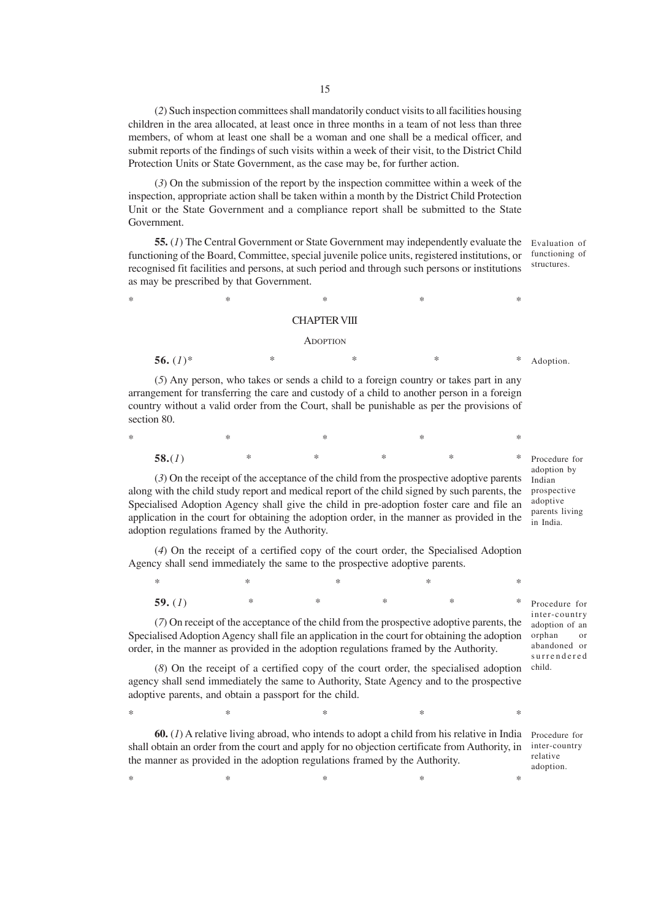(*2*) Such inspection committees shall mandatorily conduct visits to all facilities housing children in the area allocated, at least once in three months in a team of not less than three members, of whom at least one shall be a woman and one shall be a medical officer, and submit reports of the findings of such visits within a week of their visit, to the District Child Protection Units or State Government, as the case may be, for further action.

(*3*) On the submission of the report by the inspection committee within a week of the inspection, appropriate action shall be taken within a month by the District Child Protection Unit or the State Government and a compliance report shall be submitted to the State Government.

Evaluation of functioning of structures.

**55.** (*1*) The Central Government or State Government may independently evaluate the functioning of the Board, Committee, special juvenile police units, registered institutions, or recognised fit facilities and persons, at such period and through such persons or institutions as may be prescribed by that Government.

\* \* \* \* \*

## CHAPTER VIII

### ADOPTION

Adoption.

**56.** (*1*)\* \* \* \* \*

(*5*) Any person, who takes or sends a child to a foreign country or takes part in any arrangement for transferring the care and custody of a child to another person in a foreign country without a valid order from the Court, shall be punishable as per the provisions of section 80.

\* \* \* \* \*

Procedure for adoption by Indian prospective adoptive parents living in India.

**58.**(*1*) \* \* \* \* \*

(*3*) On the receipt of the acceptance of the child from the prospective adoptive parents along with the child study report and medical report of the child signed by such parents, the Specialised Adoption Agency shall give the child in pre-adoption foster care and file an application in the court for obtaining the adoption order, in the manner as provided in the adoption regulations framed by the Authority.

(*4*) On the receipt of a certified copy of the court order, the Specialised Adoption Agency shall send immediately the same to the prospective adoptive parents.

\* \* \* \* \*

Procedure for inter-country adoption of an orphan or abandoned or surrendered child.

**59.** (*1*) \* \* \* \* \*

(*7*) On receipt of the acceptance of the child from the prospective adoptive parents, the Specialised Adoption Agency shall file an application in the court for obtaining the adoption order, in the manner as provided in the adoption regulations framed by the Authority.

(*8*) On the receipt of a certified copy of the court order, the specialised adoption agency shall send immediately the same to Authority, State Agency and to the prospective adoptive parents, and obtain a passport for the child.

\* \* \* \* \*

Procedure for inter-country relative adoption.

**60.** (*1*) A relative living abroad, who intends to adopt a child from his relative in India shall obtain an order from the court and apply for no objection certificate from Authority, in the manner as provided in the adoption regulations framed by the Authority.

\* \* \* \* \*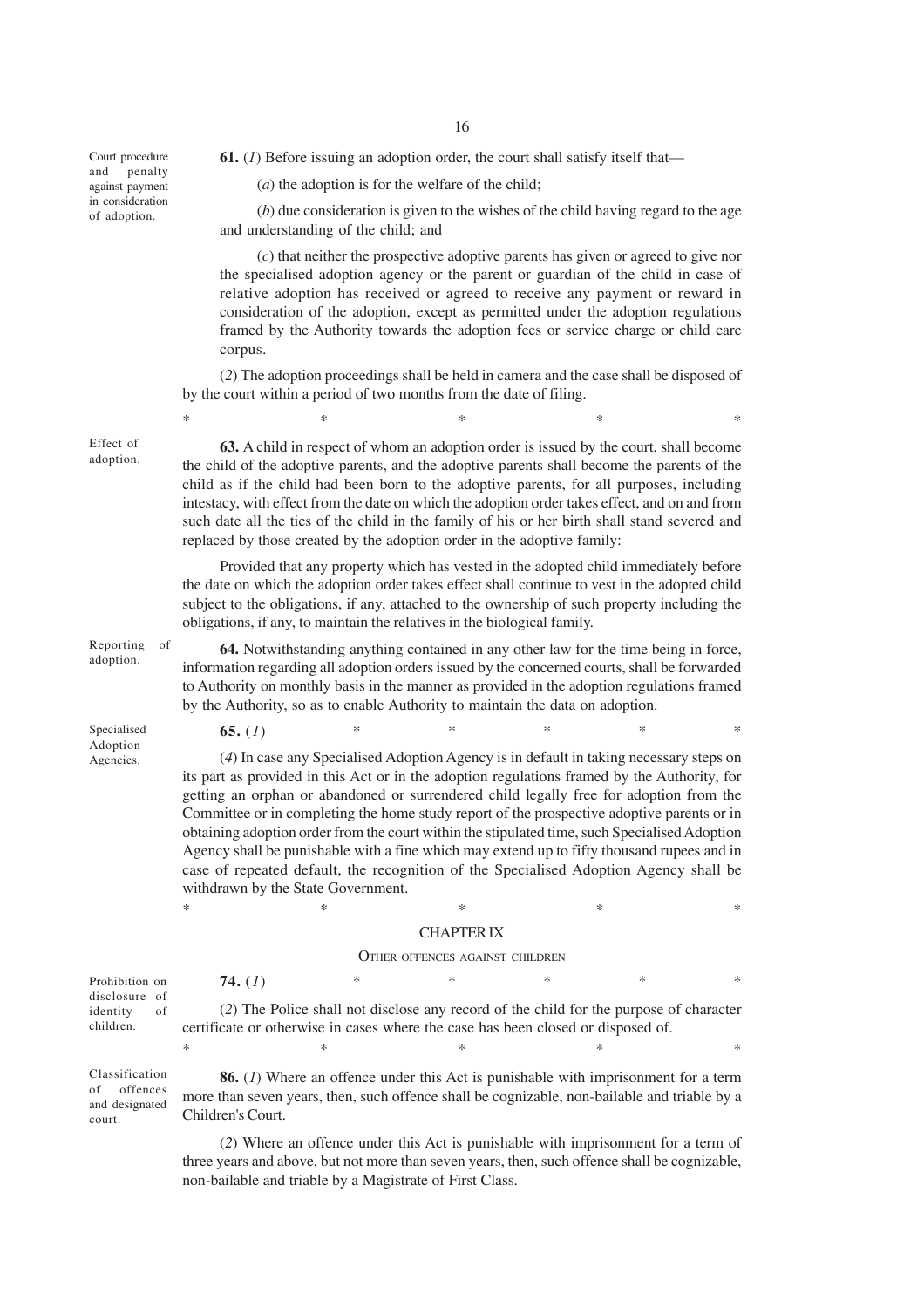Court procedure and penalty against payment in consideration of adoption.

**61.** (*1*) Before issuing an adoption order, the court shall satisfy itself that—

(*a*) the adoption is for the welfare of the child;

(*b*) due consideration is given to the wishes of the child having regard to the age and understanding of the child; and

(*c*) that neither the prospective adoptive parents has given or agreed to give nor the specialised adoption agency or the parent or guardian of the child in case of relative adoption has received or agreed to receive any payment or reward in consideration of the adoption, except as permitted under the adoption regulations framed by the Authority towards the adoption fees or service charge or child care corpus.

(*2*) The adoption proceedings shall be held in camera and the case shall be disposed of by the court within a period of two months from the date of filing.

\* \* \* \* \*

Effect of adoption.

**63.** A child in respect of whom an adoption order is issued by the court, shall become the child of the adoptive parents, and the adoptive parents shall become the parents of the child as if the child had been born to the adoptive parents, for all purposes, including intestacy, with effect from the date on which the adoption order takes effect, and on and from such date all the ties of the child in the family of his or her birth shall stand severed and replaced by those created by the adoption order in the adoptive family:

Provided that any property which has vested in the adopted child immediately before the date on which the adoption order takes effect shall continue to vest in the adopted child subject to the obligations, if any, attached to the ownership of such property including the obligations, if any, to maintain the relatives in the biological family.

Reporting of adoption.

**64.** Notwithstanding anything contained in any other law for the time being in force, information regarding all adoption orders issued by the concerned courts, shall be forwarded to Authority on monthly basis in the manner as provided in the adoption regulations framed by the Authority, so as to enable Authority to maintain the data on adoption.

Specialised Adoption Agencies.

**65.** (*1*) \* \* \* \* \*

(*4*) In case any Specialised Adoption Agency is in default in taking necessary steps on its part as provided in this Act or in the adoption regulations framed by the Authority, for getting an orphan or abandoned or surrendered child legally free for adoption from the Committee or in completing the home study report of the prospective adoptive parents or in obtaining adoption order from the court within the stipulated time, such Specialised Adoption Agency shall be punishable with a fine which may extend up to fifty thousand rupees and in case of repeated default, the recognition of the Specialised Adoption Agency shall be withdrawn by the State Government.

\* \* \* \* \*

## CHAPTER IX

### OTHER OFFENCES AGAINST CHILDREN

Prohibition on disclosure of identity of children.

**74.** (*1*) \* \* \* \* \*

(*2*) The Police shall not disclose any record of the child for the purpose of character certificate or otherwise in cases where the case has been closed or disposed of.

\* \* \* \* \*

Classification of offences and designated court.

**86.** (*1*) Where an offence under this Act is punishable with imprisonment for a term more than seven years, then, such offence shall be cognizable, non-bailable and triable by a Children's Court.

(*2*) Where an offence under this Act is punishable with imprisonment for a term of three years and above, but not more than seven years, then, such offence shall be cognizable, non-bailable and triable by a Magistrate of First Class.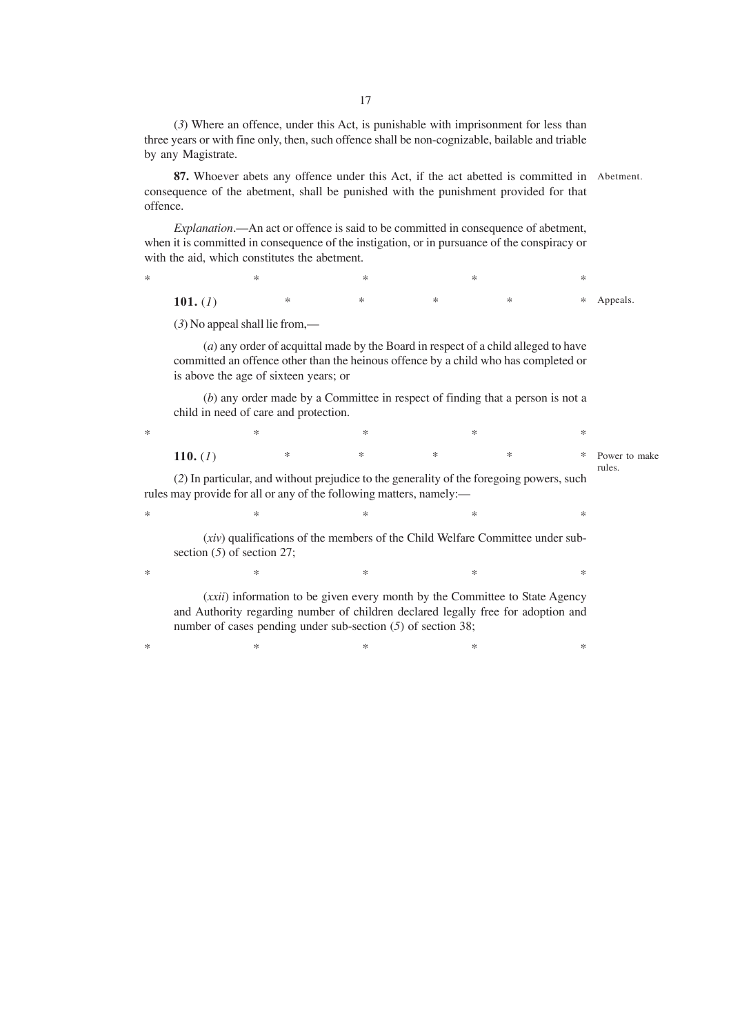(*3*) Where an offence, under this Act, is punishable with imprisonment for less than three years or with fine only, then, such offence shall be non-cognizable, bailable and triable by any Magistrate.

**87.** Whoever abets any offence under this Act, if the act abetted is committed in consequence of the abetment, shall be punished with the punishment provided for that offence.

Abetment.

*Explanation*.—An act or offence is said to be committed in consequence of abetment, when it is committed in consequence of the instigation, or in pursuance of the conspiracy or with the aid, which constitutes the abetment.

\*  \*  \*  \*  \*

**101.** (*1*)  \*  \*  \*  \*  \*

Appeals.

(*3*) No appeal shall lie from,—

(*a*) any order of acquittal made by the Board in respect of a child alleged to have committed an offence other than the heinous offence by a child who has completed or is above the age of sixteen years; or

(*b*) any order made by a Committee in respect of finding that a person is not a child in need of care and protection.

\*  \*  \*  \*  \*

**110.** (*1*)  \*  \*  \*  \*  \*

Power to make rules.

(*2*) In particular, and without prejudice to the generality of the foregoing powers, such rules may provide for all or any of the following matters, namely:—

\*  \*  \*  \*  \*

(*xiv*) qualifications of the members of the Child Welfare Committee under sub-section (*5*) of section 27;

\*  \*  \*  \*  \*

(*xxii*) information to be given every month by the Committee to State Agency and Authority regarding number of children declared legally free for adoption and number of cases pending under sub-section (*5*) of section 38;

\*  \*  \*  \*  \*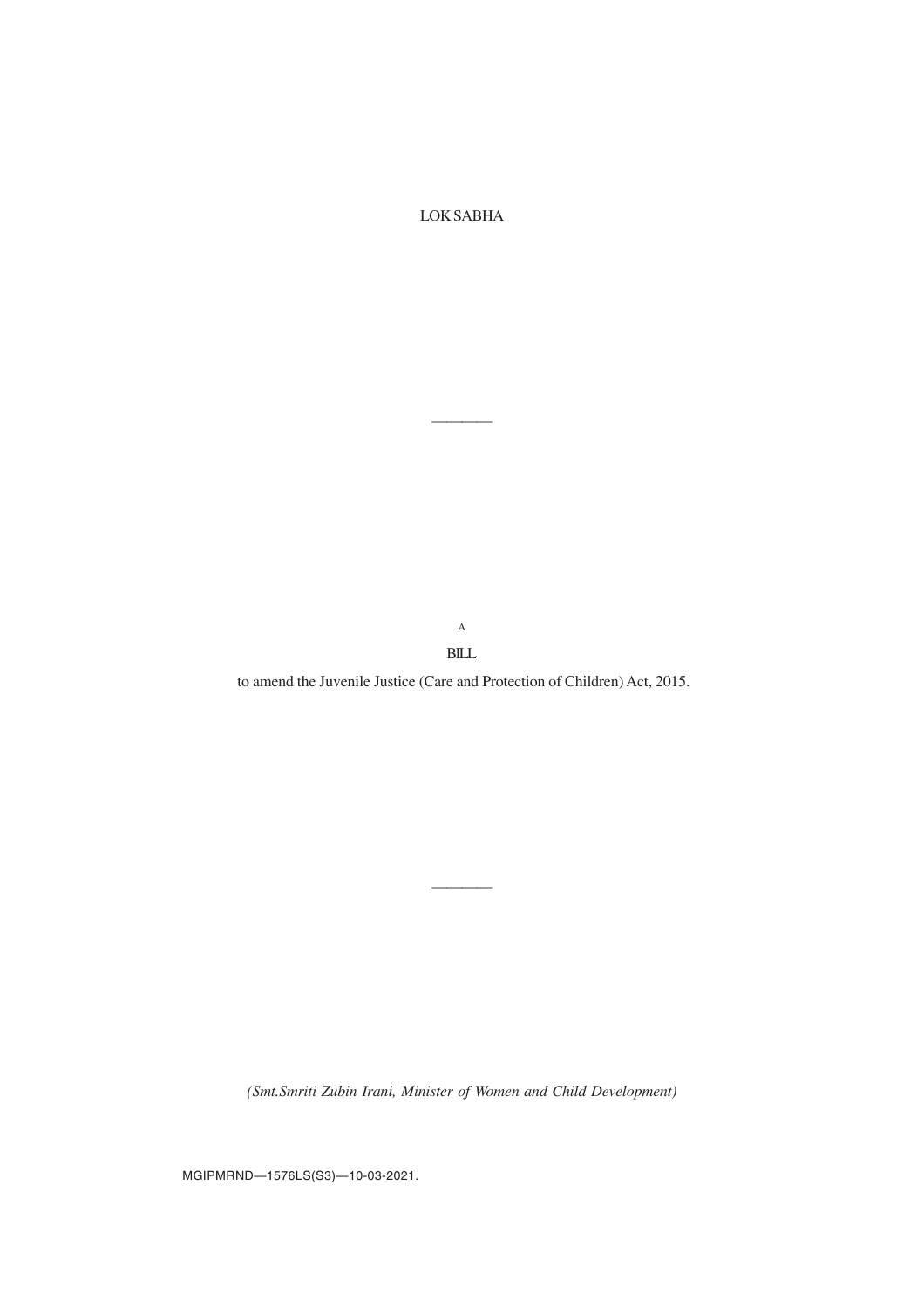LOK SABHA

————

A

BILL

to amend the Juvenile Justice (Care and Protection of Children) Act, 2015.

————

*(Smt.Smriti Zubin Irani, Minister of Women and Child Development)*

MGIPMRND—1576LS(S3)—10-03-2021.